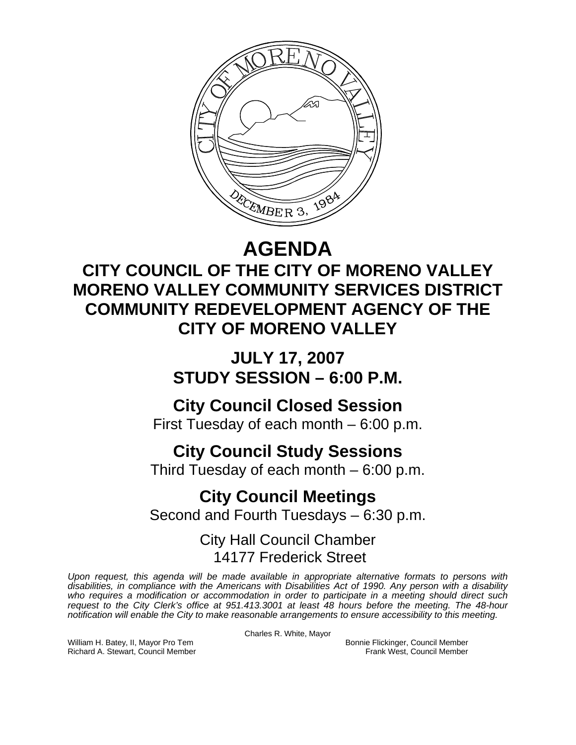# AGENDA

## CITY COUNCIL OF THE CITY OF MORENO VALLEY
## MORENO VALLEY COMMUNITY SERVICES DISTRICT
## COMMUNITY REDEVELOPMENT AGENCY OF THE CITY OF MORENO VALLEY

### JULY 17, 2007
### STUDY SESSION – 6:00 P.M.

### City Council Closed Session

First Tuesday of each month – 6:00 p.m.

### City Council Study Sessions

Third Tuesday of each month – 6:00 p.m.

### City Council Meetings

Second and Fourth Tuesdays – 6:30 p.m.

City Hall Council Chamber
14177 Frederick Street

*Upon request, this agenda will be made available in appropriate alternative formats to persons with disabilities, in compliance with the Americans with Disabilities Act of 1990. Any person with a disability who requires a modification or accommodation in order to participate in a meeting should direct such request to the City Clerk's office at 951.413.3001 at least 48 hours before the meeting. The 48-hour notification will enable the City to make reasonable arrangements to ensure accessibility to this meeting.*

Charles R. White, Mayor

William H. Batey, II, Mayor Pro Tem
Richard A. Stewart, Council Member
Bonnie Flickinger, Council Member
Frank West, Council Member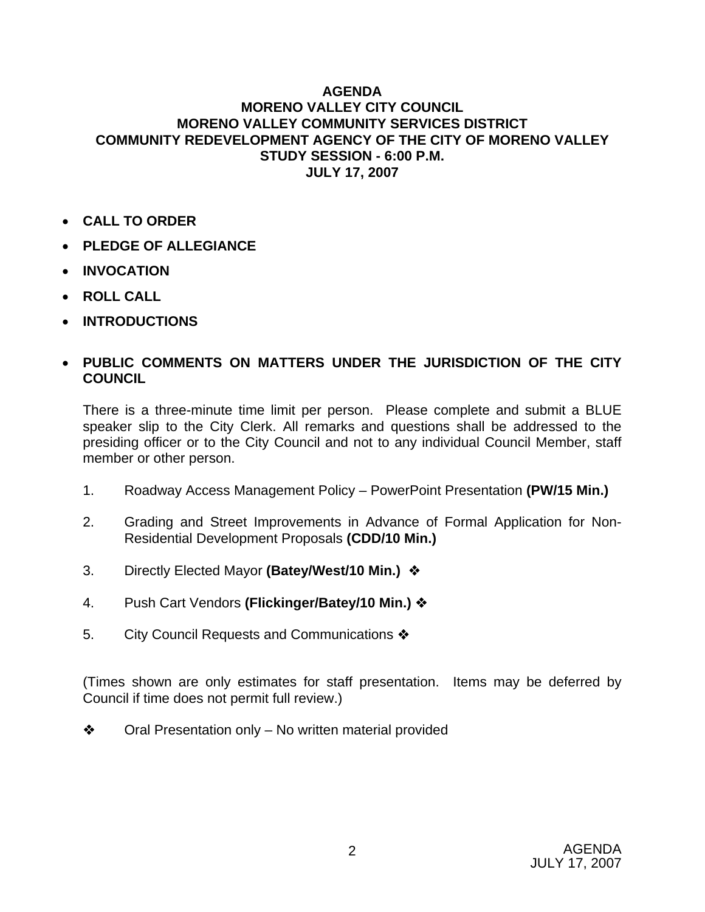# AGENDA
## MORENO VALLEY CITY COUNCIL
## MORENO VALLEY COMMUNITY SERVICES DISTRICT
## COMMUNITY REDEVELOPMENT AGENCY OF THE CITY OF MORENO VALLEY
## STUDY SESSION - 6:00 P.M.
## JULY 17, 2007

- **CALL TO ORDER**
- **PLEDGE OF ALLEGIANCE**
- **INVOCATION**
- **ROLL CALL**
- **INTRODUCTIONS**
- **PUBLIC COMMENTS ON MATTERS UNDER THE JURISDICTION OF THE CITY COUNCIL**

There is a three-minute time limit per person. Please complete and submit a BLUE speaker slip to the City Clerk. All remarks and questions shall be addressed to the presiding officer or to the City Council and not to any individual Council Member, staff member or other person.

1. Roadway Access Management Policy – PowerPoint Presentation **(PW/15 Min.)**
2. Grading and Street Improvements in Advance of Formal Application for Non-Residential Development Proposals **(CDD/10 Min.)**
3. Directly Elected Mayor **(Batey/West/10 Min.)** ❖
4. Push Cart Vendors **(Flickinger/Batey/10 Min.)** ❖
5. City Council Requests and Communications ❖

(Times shown are only estimates for staff presentation. Items may be deferred by Council if time does not permit full review.)

❖ Oral Presentation only – No written material provided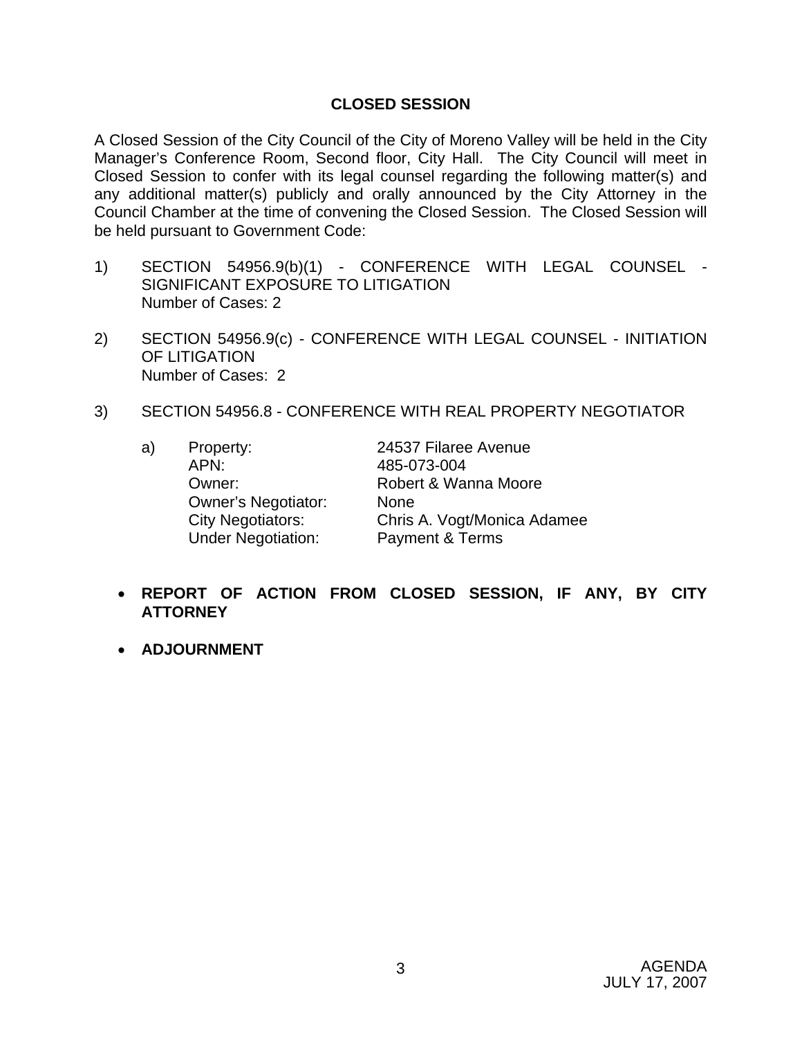## CLOSED SESSION

A Closed Session of the City Council of the City of Moreno Valley will be held in the City Manager's Conference Room, Second floor, City Hall. The City Council will meet in Closed Session to confer with its legal counsel regarding the following matter(s) and any additional matter(s) publicly and orally announced by the City Attorney in the Council Chamber at the time of convening the Closed Session. The Closed Session will be held pursuant to Government Code:

1) SECTION 54956.9(b)(1) - CONFERENCE WITH LEGAL COUNSEL - SIGNIFICANT EXPOSURE TO LITIGATION
   Number of Cases: 2

2) SECTION 54956.9(c) - CONFERENCE WITH LEGAL COUNSEL - INITIATION OF LITIGATION
   Number of Cases: 2

3) SECTION 54956.8 - CONFERENCE WITH REAL PROPERTY NEGOTIATOR

   a) Property: 24537 Filaree Avenue
      APN: 485-073-004
      Owner: Robert & Wanna Moore
      Owner's Negotiator: None
      City Negotiators: Chris A. Vogt/Monica Adamee
      Under Negotiation: Payment & Terms

- **REPORT OF ACTION FROM CLOSED SESSION, IF ANY, BY CITY ATTORNEY**
- **ADJOURNMENT**